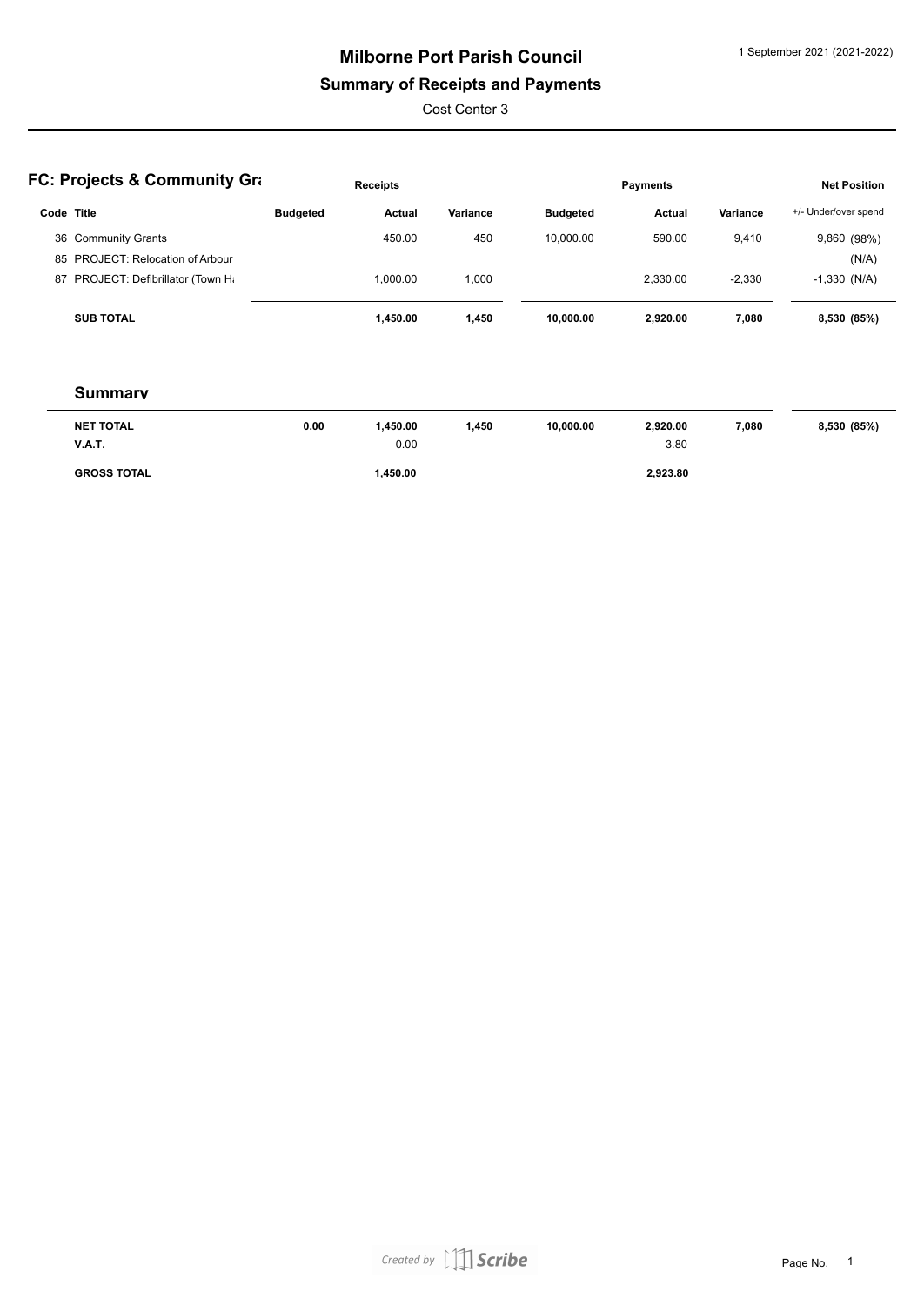# Milborne Port Parish Council

## Summary of Receipts and Payments

Cost Center 3

1 September 2021 (2021-2022)

## FC: Projects & Community Gra

| Code | Title | Receipts Budgeted | Receipts Actual | Receipts Variance | Payments Budgeted | Payments Actual | Payments Variance | Net Position +/- Under/over spend |
|---|---|---|---|---|---|---|---|---|
| 36 | Community Grants | | 450.00 | 450 | 10,000.00 | 590.00 | 9,410 | 9,860 (98%) |
| 85 | PROJECT: Relocation of Arbour | | | | | | | (N/A) |
| 87 | PROJECT: Defibrillator (Town Ha | | 1,000.00 | 1,000 | | 2,330.00 | -2,330 | -1,330 (N/A) |
| | **SUB TOTAL** | | **1,450.00** | **1,450** | **10,000.00** | **2,920.00** | **7,080** | **8,530 (85%)** |

### Summary

| | Receipts Budgeted | Receipts Actual | Receipts Variance | Payments Budgeted | Payments Actual | Payments Variance | Net Position |
|---|---|---|---|---|---|---|---|
| **NET TOTAL** | **0.00** | **1,450.00** | **1,450** | **10,000.00** | **2,920.00** | **7,080** | **8,530 (85%)** |
| **V.A.T.** | | 0.00 | | | 3.80 | | |
| **GROSS TOTAL** | | **1,450.00** | | | **2,923.80** | | |

Created by Scribe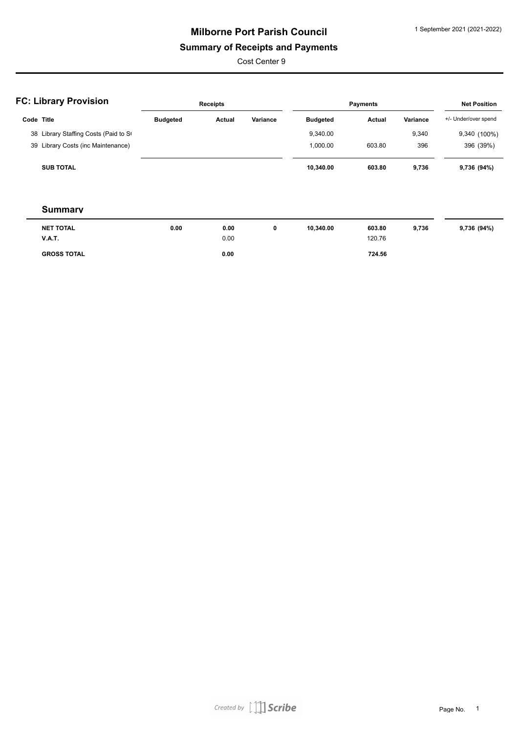# Milborne Port Parish Council

## Summary of Receipts and Payments

Cost Center 9

1 September 2021 (2021-2022)

### FC: Library Provision

| Code | Title | Receipts Budgeted | Receipts Actual | Receipts Variance | Payments Budgeted | Payments Actual | Payments Variance | Net Position +/- Under/over spend |
|---|---|---|---|---|---|---|---|---|
| 38 | Library Staffing Costs (Paid to S( | | | | 9,340.00 | | 9,340 | 9,340 (100%) |
| 39 | Library Costs (inc Maintenance) | | | | 1,000.00 | 603.80 | 396 | 396 (39%) |
| | **SUB TOTAL** | | | | **10,340.00** | **603.80** | **9,736** | **9,736 (94%)** |

### Summary

| | Receipts Budgeted | Receipts Actual | Receipts Variance | Payments Budgeted | Payments Actual | Payments Variance | Net Position |
|---|---|---|---|---|---|---|---|
| **NET TOTAL** | **0.00** | **0.00** | **0** | **10,340.00** | **603.80** | **9,736** | **9,736 (94%)** |
| **V.A.T.** | | 0.00 | | | 120.76 | | |
| **GROSS TOTAL** | | **0.00** | | | **724.56** | | |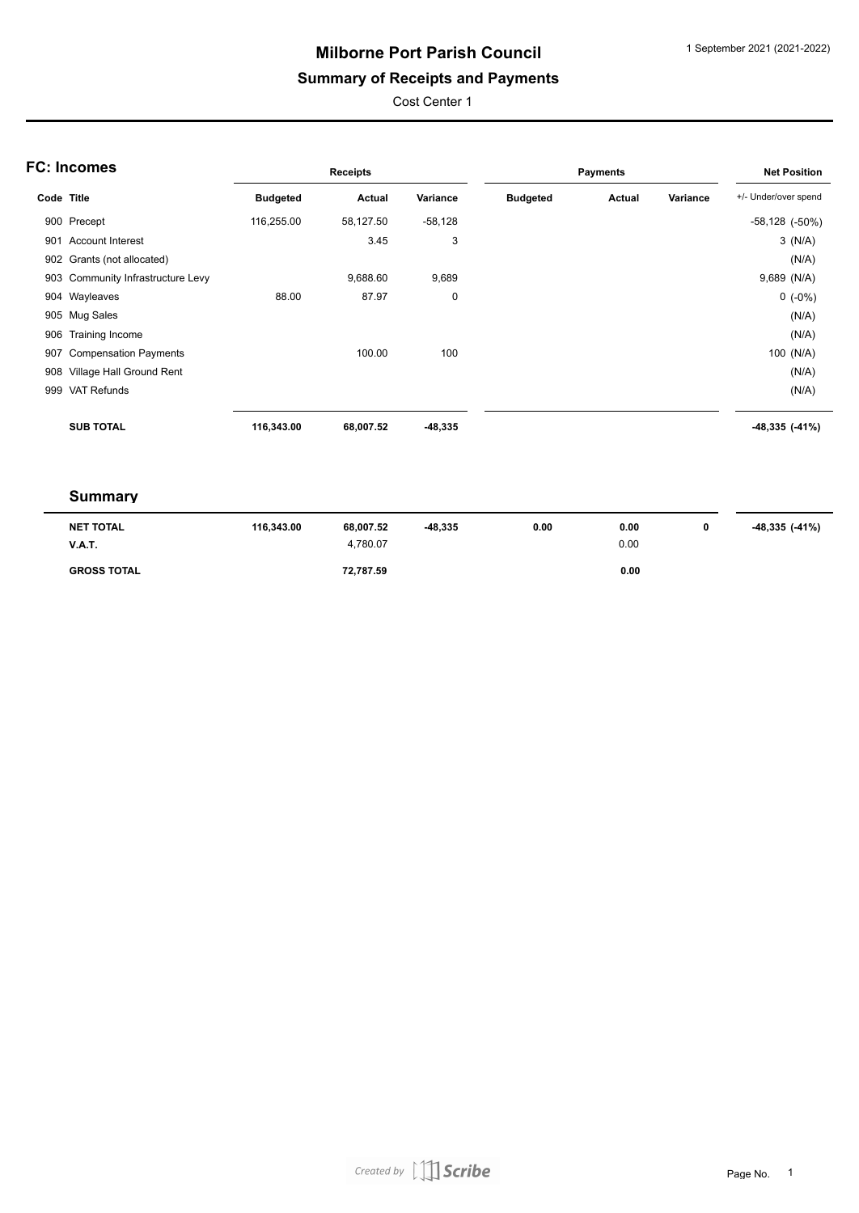# Milborne Port Parish Council

## Summary of Receipts and Payments

1 September 2021 (2021-2022)

Cost Center 1

### FC: Incomes

| Code | Title | Receipts Budgeted | Receipts Actual | Receipts Variance | Payments Budgeted | Payments Actual | Payments Variance | Net Position +/- Under/over spend |
|---|---|---|---|---|---|---|---|---|
| 900 | Precept | 116,255.00 | 58,127.50 | -58,128 | | | | -58,128 (-50%) |
| 901 | Account Interest | | 3.45 | 3 | | | | 3 (N/A) |
| 902 | Grants (not allocated) | | | | | | | (N/A) |
| 903 | Community Infrastructure Levy | | 9,688.60 | 9,689 | | | | 9,689 (N/A) |
| 904 | Wayleaves | 88.00 | 87.97 | 0 | | | | 0 (-0%) |
| 905 | Mug Sales | | | | | | | (N/A) |
| 906 | Training Income | | | | | | | (N/A) |
| 907 | Compensation Payments | | 100.00 | 100 | | | | 100 (N/A) |
| 908 | Village Hall Ground Rent | | | | | | | (N/A) |
| 999 | VAT Refunds | | | | | | | (N/A) |
| | **SUB TOTAL** | **116,343.00** | **68,007.52** | **-48,335** | | | | **-48,335 (-41%)** |

### Summary

| | Receipts Budgeted | Receipts Actual | Receipts Variance | Payments Budgeted | Payments Actual | Payments Variance | Net Position |
|---|---|---|---|---|---|---|---|
| **NET TOTAL** | **116,343.00** | **68,007.52** | **-48,335** | **0.00** | **0.00** | **0** | **-48,335 (-41%)** |
| **V.A.T.** | | 4,780.07 | | | 0.00 | | |
| **GROSS TOTAL** | | **72,787.59** | | | **0.00** | | |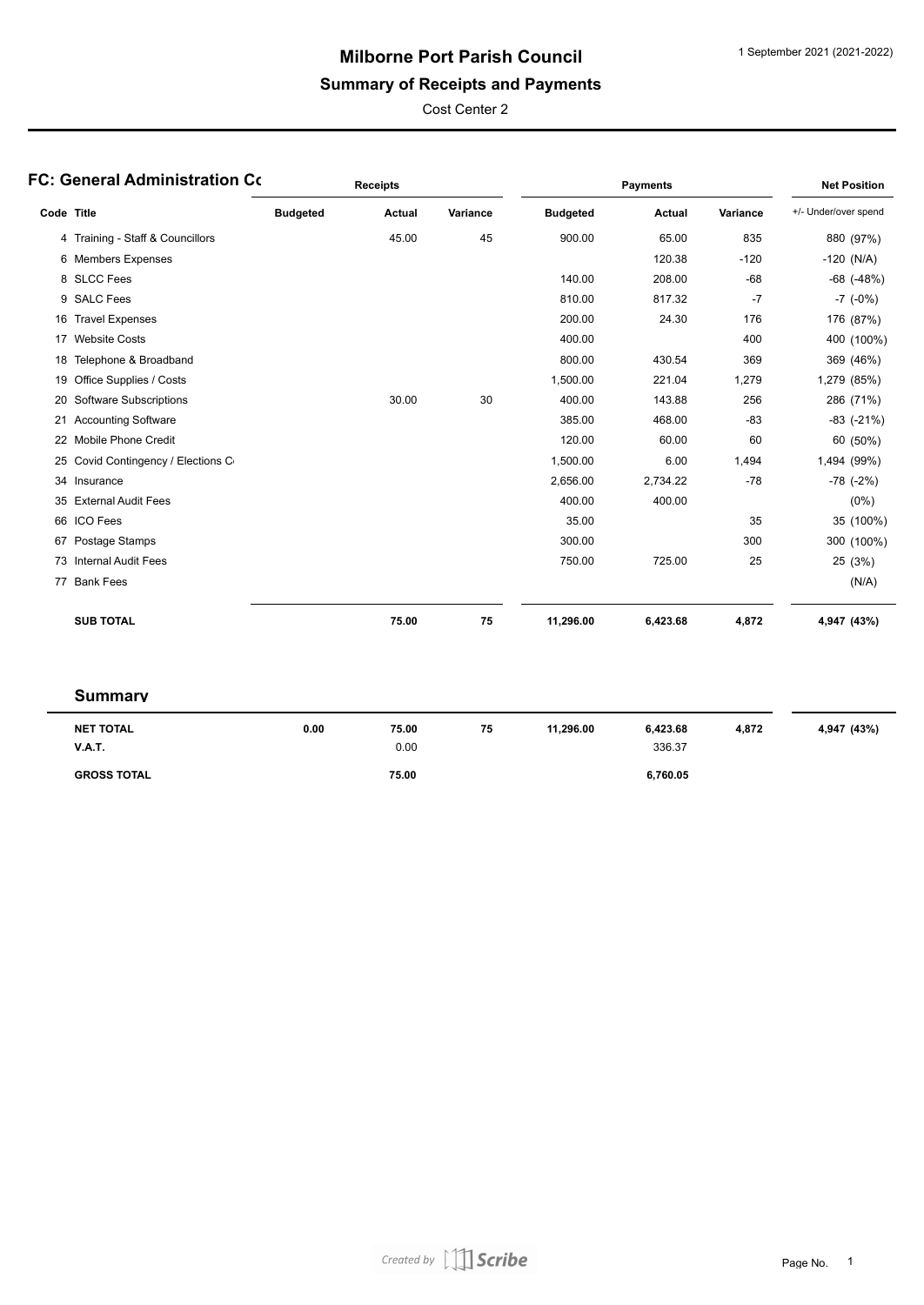# Milborne Port Parish Council

## Summary of Receipts and Payments

Cost Center 2

1 September 2021 (2021-2022)

### FC: General Administration Cc

| Code | Title | Receipts Budgeted | Receipts Actual | Receipts Variance | Payments Budgeted | Payments Actual | Payments Variance | Net Position +/- Under/over spend |
|---|---|---|---|---|---|---|---|---|
| 4 | Training - Staff & Councillors | | 45.00 | 45 | 900.00 | 65.00 | 835 | 880 (97%) |
| 6 | Members Expenses | | | | | 120.38 | -120 | -120 (N/A) |
| 8 | SLCC Fees | | | | 140.00 | 208.00 | -68 | -68 (-48%) |
| 9 | SALC Fees | | | | 810.00 | 817.32 | -7 | -7 (-0%) |
| 16 | Travel Expenses | | | | 200.00 | 24.30 | 176 | 176 (87%) |
| 17 | Website Costs | | | | 400.00 | | 400 | 400 (100%) |
| 18 | Telephone & Broadband | | | | 800.00 | 430.54 | 369 | 369 (46%) |
| 19 | Office Supplies / Costs | | | | 1,500.00 | 221.04 | 1,279 | 1,279 (85%) |
| 20 | Software Subscriptions | | 30.00 | 30 | 400.00 | 143.88 | 256 | 286 (71%) |
| 21 | Accounting Software | | | | 385.00 | 468.00 | -83 | -83 (-21%) |
| 22 | Mobile Phone Credit | | | | 120.00 | 60.00 | 60 | 60 (50%) |
| 25 | Covid Contingency / Elections C | | | | 1,500.00 | 6.00 | 1,494 | 1,494 (99%) |
| 34 | Insurance | | | | 2,656.00 | 2,734.22 | -78 | -78 (-2%) |
| 35 | External Audit Fees | | | | 400.00 | 400.00 | | (0%) |
| 66 | ICO Fees | | | | 35.00 | | 35 | 35 (100%) |
| 67 | Postage Stamps | | | | 300.00 | | 300 | 300 (100%) |
| 73 | Internal Audit Fees | | | | 750.00 | 725.00 | 25 | 25 (3%) |
| 77 | Bank Fees | | | | | | | (N/A) |
| | **SUB TOTAL** | | **75.00** | **75** | **11,296.00** | **6,423.68** | **4,872** | **4,947 (43%)** |

### Summary

| | Receipts Budgeted | Receipts Actual | Receipts Variance | Payments Budgeted | Payments Actual | Payments Variance | Net Position |
|---|---|---|---|---|---|---|---|
| **NET TOTAL** | **0.00** | **75.00** | **75** | **11,296.00** | **6,423.68** | **4,872** | **4,947 (43%)** |
| **V.A.T.** | | 0.00 | | | 336.37 | | |
| **GROSS TOTAL** | | **75.00** | | | **6,760.05** | | |

Created by Scribe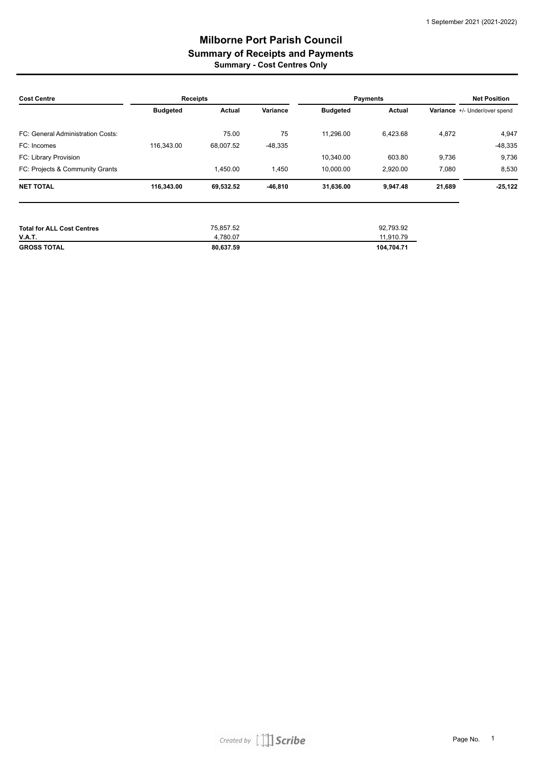1 September 2021 (2021-2022)

# Milborne Port Parish Council

## Summary of Receipts and Payments

### Summary - Cost Centres Only

| Cost Centre | Receipts | | | Payments | | | Net Position |
|---|---|---|---|---|---|---|---|
| | Budgeted | Actual | Variance | Budgeted | Actual | Variance | +/- Under/over spend |
| FC: General Administration Costs: | | 75.00 | 75 | 11,296.00 | 6,423.68 | 4,872 | 4,947 |
| FC: Incomes | 116,343.00 | 68,007.52 | -48,335 | | | | -48,335 |
| FC: Library Provision | | | | 10,340.00 | 603.80 | 9,736 | 9,736 |
| FC: Projects & Community Grants | | 1,450.00 | 1,450 | 10,000.00 | 2,920.00 | 7,080 | 8,530 |
| **NET TOTAL** | **116,343.00** | **69,532.52** | **-46,810** | **31,636.00** | **9,947.48** | **21,689** | **-25,122** |

| | Receipts | Payments |
|---|---|---|
| **Total for ALL Cost Centres** | 75,857.52 | 92,793.92 |
| **V.A.T.** | 4,780.07 | 11,910.79 |
| **GROSS TOTAL** | **80,637.59** | **104,704.71** |

Created by Scribe